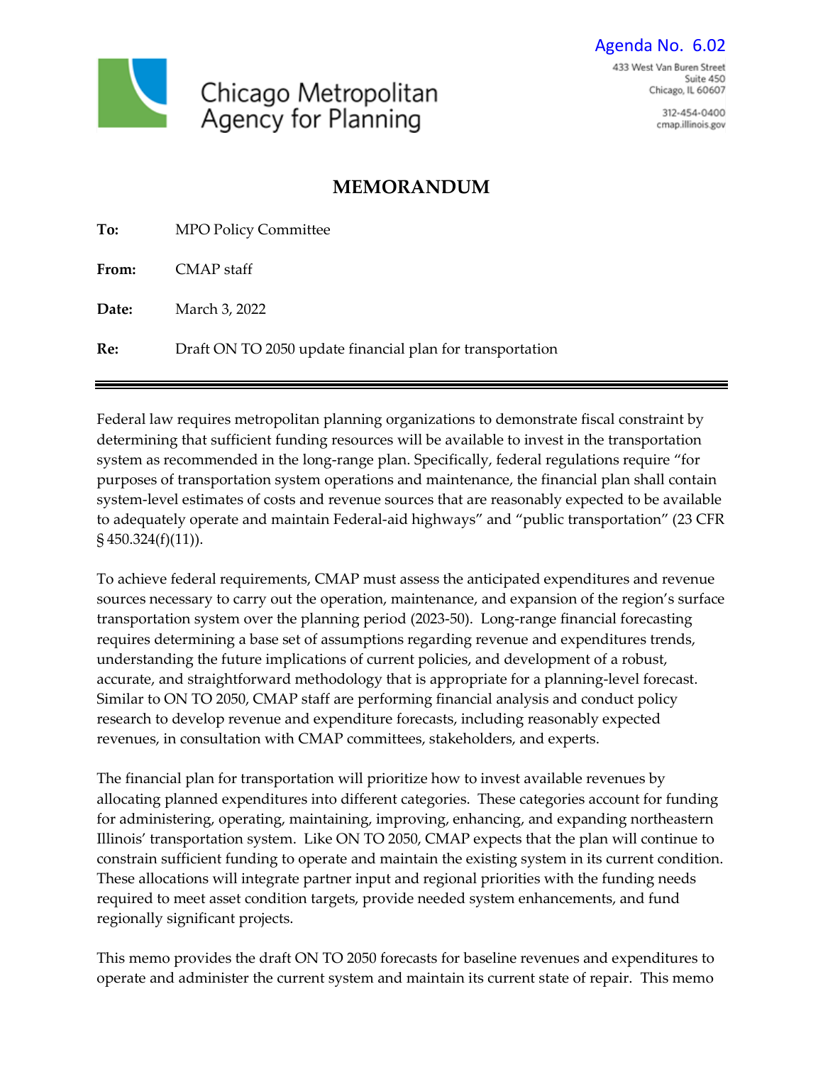Agenda No. 6.02

Chicago Metropolitan Agency for Planning

433 West Van Buren Street
Suite 450
Chicago, IL 60607

312-454-0400
cmap.illinois.gov

# MEMORANDUM

**To:** MPO Policy Committee

**From:** CMAP staff

**Date:** March 3, 2022

**Re:** Draft ON TO 2050 update financial plan for transportation

---

Federal law requires metropolitan planning organizations to demonstrate fiscal constraint by determining that sufficient funding resources will be available to invest in the transportation system as recommended in the long-range plan. Specifically, federal regulations require "for purposes of transportation system operations and maintenance, the financial plan shall contain system-level estimates of costs and revenue sources that are reasonably expected to be available to adequately operate and maintain Federal-aid highways" and "public transportation" (23 CFR § 450.324(f)(11)).

To achieve federal requirements, CMAP must assess the anticipated expenditures and revenue sources necessary to carry out the operation, maintenance, and expansion of the region's surface transportation system over the planning period (2023-50). Long-range financial forecasting requires determining a base set of assumptions regarding revenue and expenditures trends, understanding the future implications of current policies, and development of a robust, accurate, and straightforward methodology that is appropriate for a planning-level forecast. Similar to ON TO 2050, CMAP staff are performing financial analysis and conduct policy research to develop revenue and expenditure forecasts, including reasonably expected revenues, in consultation with CMAP committees, stakeholders, and experts.

The financial plan for transportation will prioritize how to invest available revenues by allocating planned expenditures into different categories. These categories account for funding for administering, operating, maintaining, improving, enhancing, and expanding northeastern Illinois' transportation system. Like ON TO 2050, CMAP expects that the plan will continue to constrain sufficient funding to operate and maintain the existing system in its current condition. These allocations will integrate partner input and regional priorities with the funding needs required to meet asset condition targets, provide needed system enhancements, and fund regionally significant projects.

This memo provides the draft ON TO 2050 forecasts for baseline revenues and expenditures to operate and administer the current system and maintain its current state of repair. This memo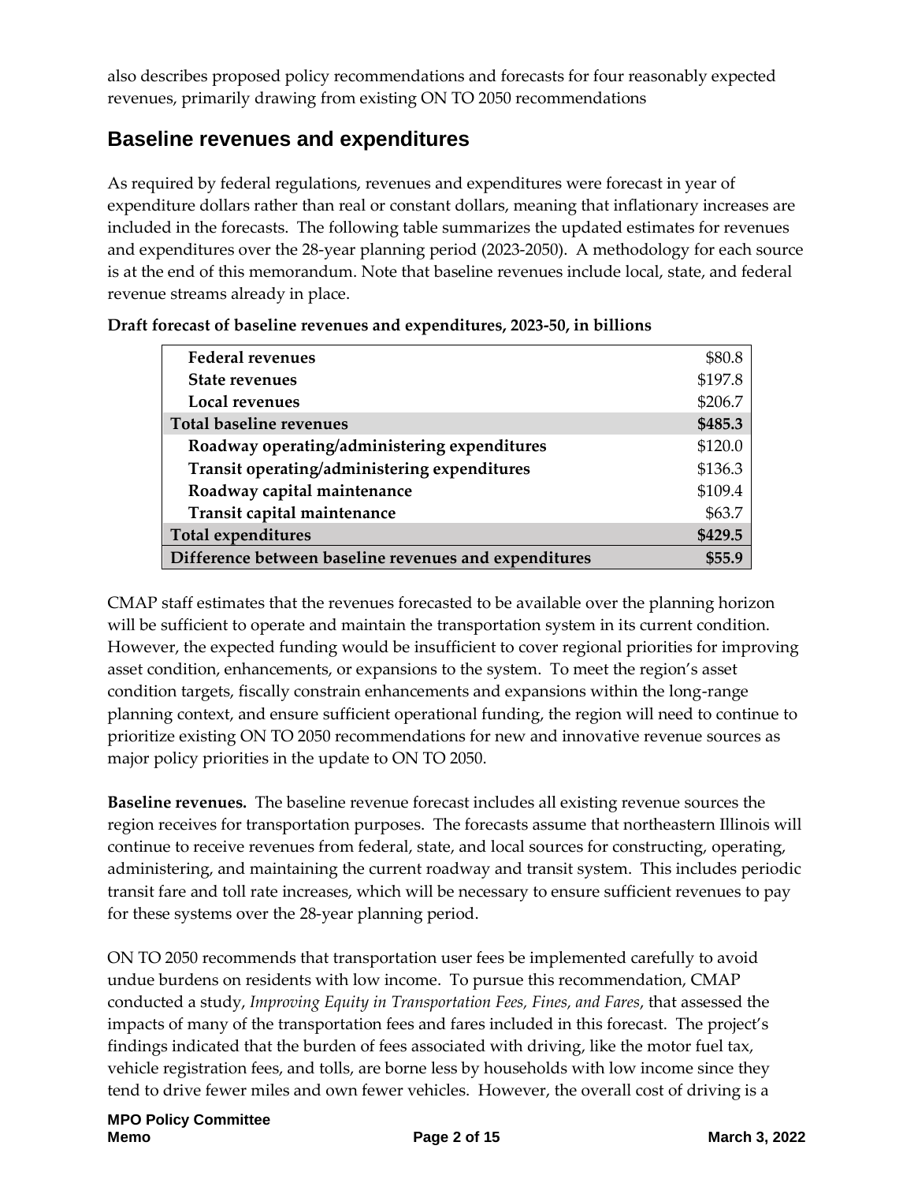also describes proposed policy recommendations and forecasts for four reasonably expected revenues, primarily drawing from existing ON TO 2050 recommendations

## Baseline revenues and expenditures

As required by federal regulations, revenues and expenditures were forecast in year of expenditure dollars rather than real or constant dollars, meaning that inflationary increases are included in the forecasts. The following table summarizes the updated estimates for revenues and expenditures over the 28-year planning period (2023-2050). A methodology for each source is at the end of this memorandum. Note that baseline revenues include local, state, and federal revenue streams already in place.

**Draft forecast of baseline revenues and expenditures, 2023-50, in billions**

| | |
|---|---|
| **Federal revenues** | $80.8 |
| **State revenues** | $197.8 |
| **Local revenues** | $206.7 |
| **Total baseline revenues** | **$485.3** |
| **Roadway operating/administering expenditures** | $120.0 |
| **Transit operating/administering expenditures** | $136.3 |
| **Roadway capital maintenance** | $109.4 |
| **Transit capital maintenance** | $63.7 |
| **Total expenditures** | **$429.5** |
| **Difference between baseline revenues and expenditures** | **$55.9** |

CMAP staff estimates that the revenues forecasted to be available over the planning horizon will be sufficient to operate and maintain the transportation system in its current condition. However, the expected funding would be insufficient to cover regional priorities for improving asset condition, enhancements, or expansions to the system. To meet the region's asset condition targets, fiscally constrain enhancements and expansions within the long-range planning context, and ensure sufficient operational funding, the region will need to continue to prioritize existing ON TO 2050 recommendations for new and innovative revenue sources as major policy priorities in the update to ON TO 2050.

**Baseline revenues.** The baseline revenue forecast includes all existing revenue sources the region receives for transportation purposes. The forecasts assume that northeastern Illinois will continue to receive revenues from federal, state, and local sources for constructing, operating, administering, and maintaining the current roadway and transit system. This includes periodic transit fare and toll rate increases, which will be necessary to ensure sufficient revenues to pay for these systems over the 28-year planning period.

ON TO 2050 recommends that transportation user fees be implemented carefully to avoid undue burdens on residents with low income. To pursue this recommendation, CMAP conducted a study, *Improving Equity in Transportation Fees, Fines, and Fares*, that assessed the impacts of many of the transportation fees and fares included in this forecast. The project's findings indicated that the burden of fees associated with driving, like the motor fuel tax, vehicle registration fees, and tolls, are borne less by households with low income since they tend to drive fewer miles and own fewer vehicles. However, the overall cost of driving is a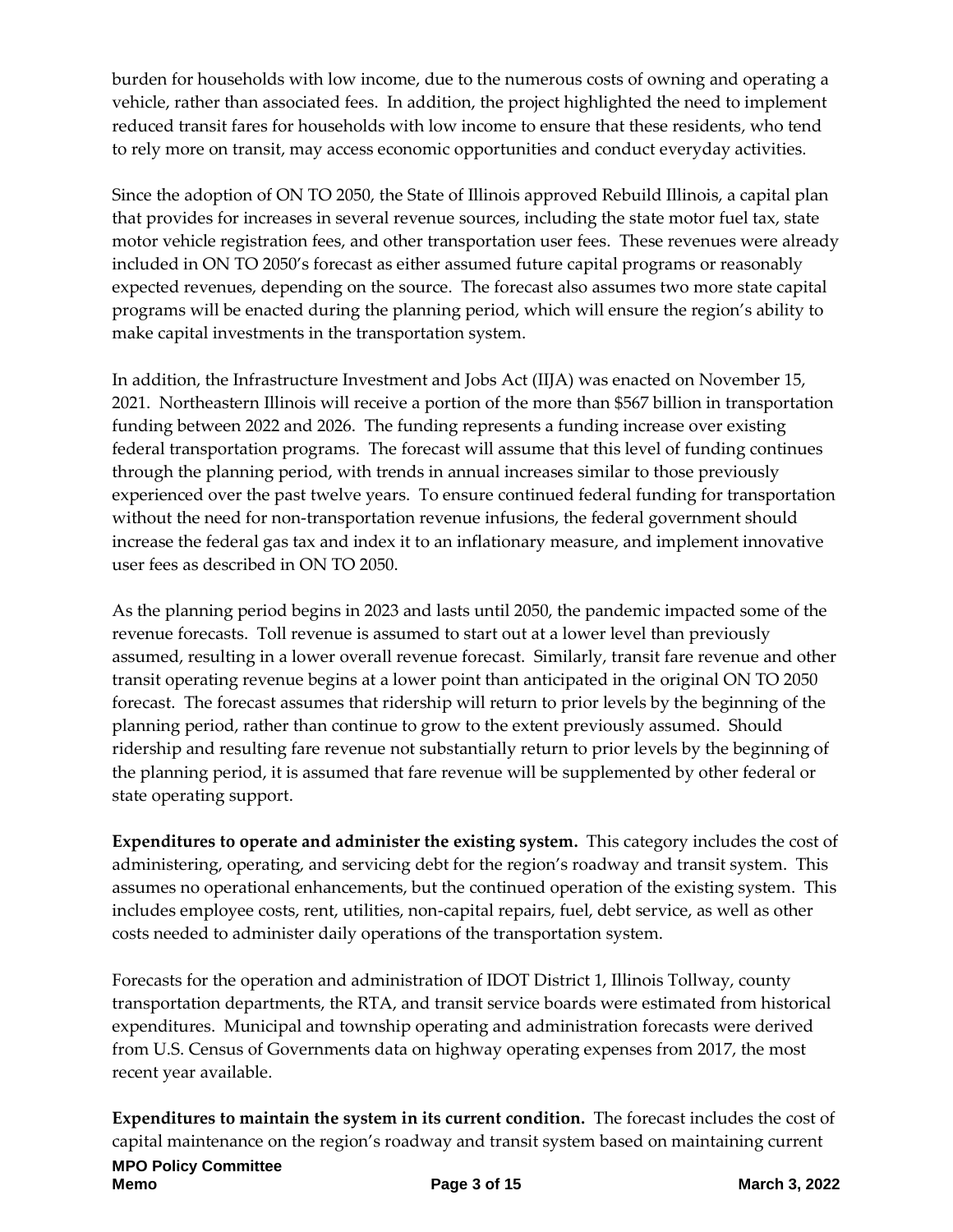burden for households with low income, due to the numerous costs of owning and operating a vehicle, rather than associated fees. In addition, the project highlighted the need to implement reduced transit fares for households with low income to ensure that these residents, who tend to rely more on transit, may access economic opportunities and conduct everyday activities.

Since the adoption of ON TO 2050, the State of Illinois approved Rebuild Illinois, a capital plan that provides for increases in several revenue sources, including the state motor fuel tax, state motor vehicle registration fees, and other transportation user fees. These revenues were already included in ON TO 2050's forecast as either assumed future capital programs or reasonably expected revenues, depending on the source. The forecast also assumes two more state capital programs will be enacted during the planning period, which will ensure the region's ability to make capital investments in the transportation system.

In addition, the Infrastructure Investment and Jobs Act (IIJA) was enacted on November 15, 2021. Northeastern Illinois will receive a portion of the more than $567 billion in transportation funding between 2022 and 2026. The funding represents a funding increase over existing federal transportation programs. The forecast will assume that this level of funding continues through the planning period, with trends in annual increases similar to those previously experienced over the past twelve years. To ensure continued federal funding for transportation without the need for non-transportation revenue infusions, the federal government should increase the federal gas tax and index it to an inflationary measure, and implement innovative user fees as described in ON TO 2050.

As the planning period begins in 2023 and lasts until 2050, the pandemic impacted some of the revenue forecasts. Toll revenue is assumed to start out at a lower level than previously assumed, resulting in a lower overall revenue forecast. Similarly, transit fare revenue and other transit operating revenue begins at a lower point than anticipated in the original ON TO 2050 forecast. The forecast assumes that ridership will return to prior levels by the beginning of the planning period, rather than continue to grow to the extent previously assumed. Should ridership and resulting fare revenue not substantially return to prior levels by the beginning of the planning period, it is assumed that fare revenue will be supplemented by other federal or state operating support.

**Expenditures to operate and administer the existing system.** This category includes the cost of administering, operating, and servicing debt for the region's roadway and transit system. This assumes no operational enhancements, but the continued operation of the existing system. This includes employee costs, rent, utilities, non-capital repairs, fuel, debt service, as well as other costs needed to administer daily operations of the transportation system.

Forecasts for the operation and administration of IDOT District 1, Illinois Tollway, county transportation departments, the RTA, and transit service boards were estimated from historical expenditures. Municipal and township operating and administration forecasts were derived from U.S. Census of Governments data on highway operating expenses from 2017, the most recent year available.

**Expenditures to maintain the system in its current condition.** The forecast includes the cost of capital maintenance on the region's roadway and transit system based on maintaining current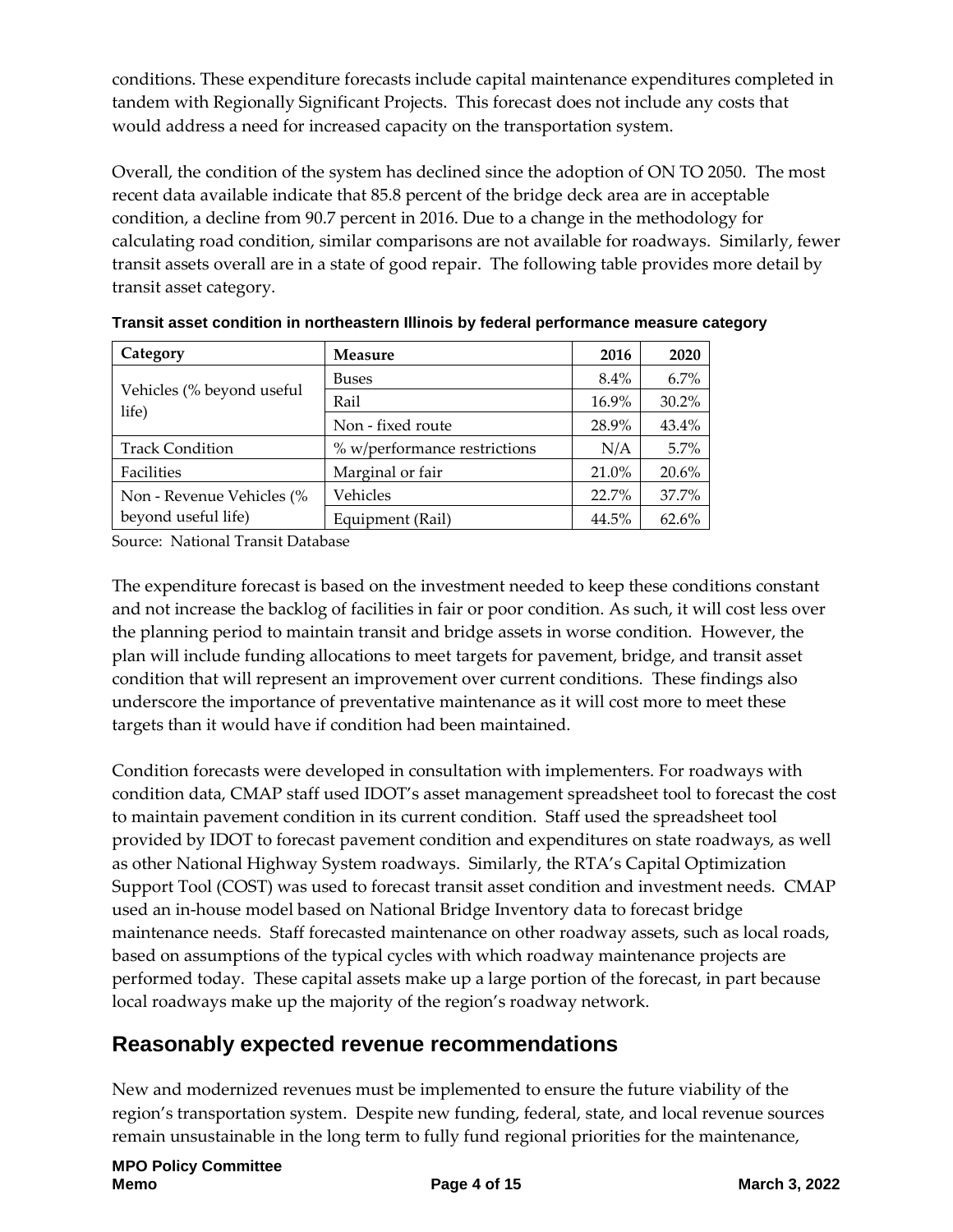conditions. These expenditure forecasts include capital maintenance expenditures completed in tandem with Regionally Significant Projects. This forecast does not include any costs that would address a need for increased capacity on the transportation system.

Overall, the condition of the system has declined since the adoption of ON TO 2050. The most recent data available indicate that 85.8 percent of the bridge deck area are in acceptable condition, a decline from 90.7 percent in 2016. Due to a change in the methodology for calculating road condition, similar comparisons are not available for roadways. Similarly, fewer transit assets overall are in a state of good repair. The following table provides more detail by transit asset category.

**Transit asset condition in northeastern Illinois by federal performance measure category**

| Category | Measure | 2016 | 2020 |
|---|---|---|---|
| Vehicles (% beyond useful life) | Buses | 8.4% | 6.7% |
| | Rail | 16.9% | 30.2% |
| | Non - fixed route | 28.9% | 43.4% |
| Track Condition | % w/performance restrictions | N/A | 5.7% |
| Facilities | Marginal or fair | 21.0% | 20.6% |
| Non - Revenue Vehicles (% beyond useful life) | Vehicles | 22.7% | 37.7% |
| | Equipment (Rail) | 44.5% | 62.6% |

Source: National Transit Database

The expenditure forecast is based on the investment needed to keep these conditions constant and not increase the backlog of facilities in fair or poor condition. As such, it will cost less over the planning period to maintain transit and bridge assets in worse condition. However, the plan will include funding allocations to meet targets for pavement, bridge, and transit asset condition that will represent an improvement over current conditions. These findings also underscore the importance of preventative maintenance as it will cost more to meet these targets than it would have if condition had been maintained.

Condition forecasts were developed in consultation with implementers. For roadways with condition data, CMAP staff used IDOT's asset management spreadsheet tool to forecast the cost to maintain pavement condition in its current condition. Staff used the spreadsheet tool provided by IDOT to forecast pavement condition and expenditures on state roadways, as well as other National Highway System roadways. Similarly, the RTA's Capital Optimization Support Tool (COST) was used to forecast transit asset condition and investment needs. CMAP used an in-house model based on National Bridge Inventory data to forecast bridge maintenance needs. Staff forecasted maintenance on other roadway assets, such as local roads, based on assumptions of the typical cycles with which roadway maintenance projects are performed today. These capital assets make up a large portion of the forecast, in part because local roadways make up the majority of the region's roadway network.

## Reasonably expected revenue recommendations

New and modernized revenues must be implemented to ensure the future viability of the region's transportation system. Despite new funding, federal, state, and local revenue sources remain unsustainable in the long term to fully fund regional priorities for the maintenance,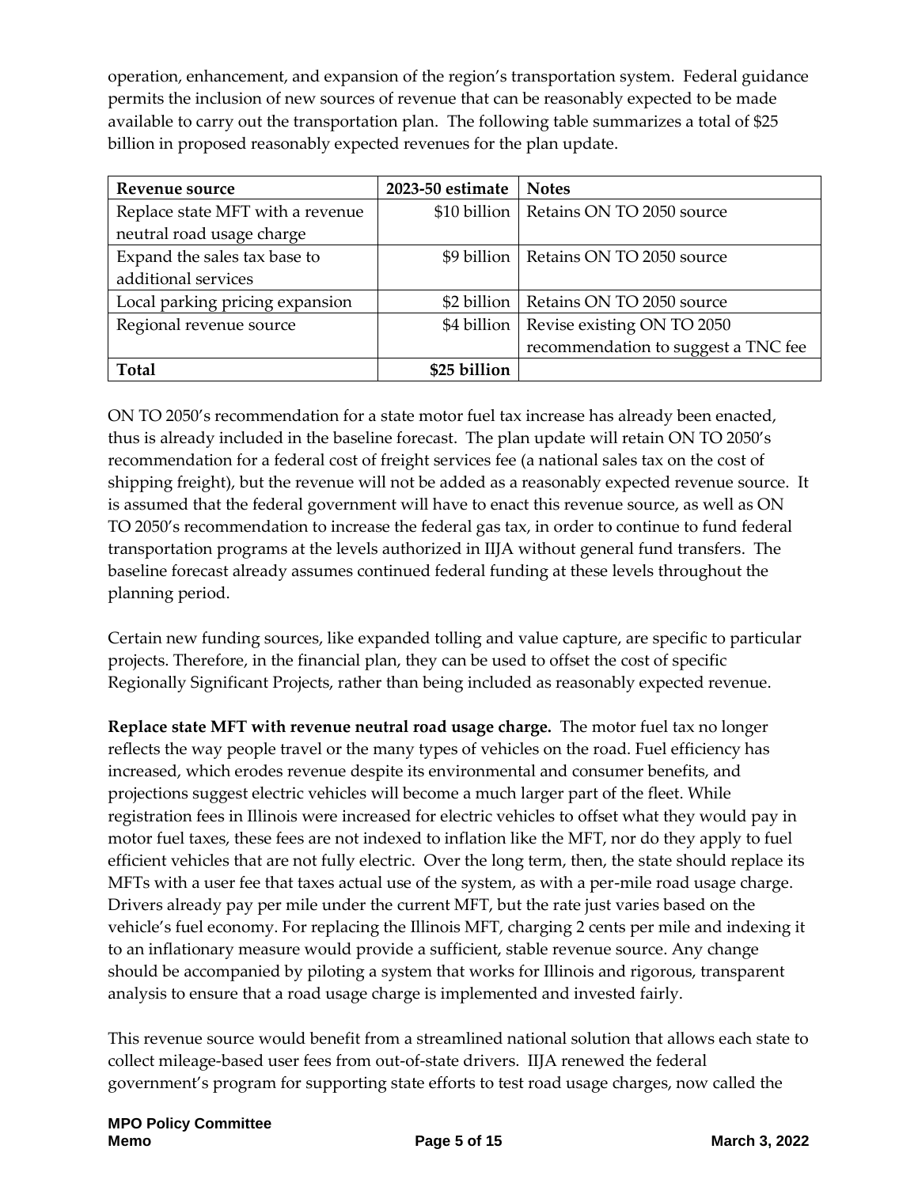operation, enhancement, and expansion of the region's transportation system. Federal guidance permits the inclusion of new sources of revenue that can be reasonably expected to be made available to carry out the transportation plan. The following table summarizes a total of $25 billion in proposed reasonably expected revenues for the plan update.

| Revenue source | 2023-50 estimate | Notes |
|---|---|---|
| Replace state MFT with a revenue neutral road usage charge | $10 billion | Retains ON TO 2050 source |
| Expand the sales tax base to additional services | $9 billion | Retains ON TO 2050 source |
| Local parking pricing expansion | $2 billion | Retains ON TO 2050 source |
| Regional revenue source | $4 billion | Revise existing ON TO 2050 recommendation to suggest a TNC fee |
| **Total** | **$25 billion** | |

ON TO 2050's recommendation for a state motor fuel tax increase has already been enacted, thus is already included in the baseline forecast. The plan update will retain ON TO 2050's recommendation for a federal cost of freight services fee (a national sales tax on the cost of shipping freight), but the revenue will not be added as a reasonably expected revenue source. It is assumed that the federal government will have to enact this revenue source, as well as ON TO 2050's recommendation to increase the federal gas tax, in order to continue to fund federal transportation programs at the levels authorized in IIJA without general fund transfers. The baseline forecast already assumes continued federal funding at these levels throughout the planning period.

Certain new funding sources, like expanded tolling and value capture, are specific to particular projects. Therefore, in the financial plan, they can be used to offset the cost of specific Regionally Significant Projects, rather than being included as reasonably expected revenue.

**Replace state MFT with revenue neutral road usage charge.** The motor fuel tax no longer reflects the way people travel or the many types of vehicles on the road. Fuel efficiency has increased, which erodes revenue despite its environmental and consumer benefits, and projections suggest electric vehicles will become a much larger part of the fleet. While registration fees in Illinois were increased for electric vehicles to offset what they would pay in motor fuel taxes, these fees are not indexed to inflation like the MFT, nor do they apply to fuel efficient vehicles that are not fully electric. Over the long term, then, the state should replace its MFTs with a user fee that taxes actual use of the system, as with a per-mile road usage charge. Drivers already pay per mile under the current MFT, but the rate just varies based on the vehicle's fuel economy. For replacing the Illinois MFT, charging 2 cents per mile and indexing it to an inflationary measure would provide a sufficient, stable revenue source. Any change should be accompanied by piloting a system that works for Illinois and rigorous, transparent analysis to ensure that a road usage charge is implemented and invested fairly.

This revenue source would benefit from a streamlined national solution that allows each state to collect mileage-based user fees from out-of-state drivers. IIJA renewed the federal government's program for supporting state efforts to test road usage charges, now called the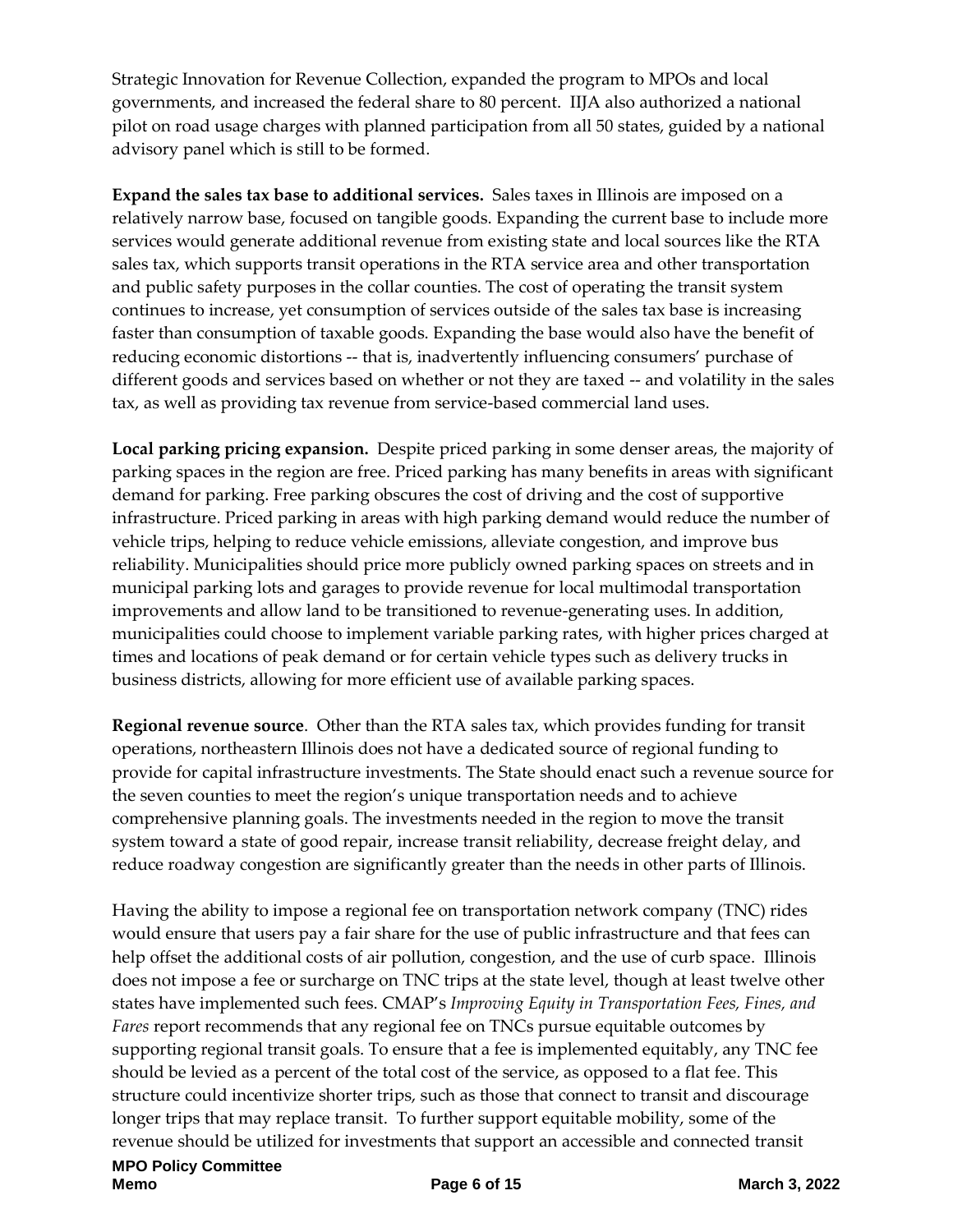Strategic Innovation for Revenue Collection, expanded the program to MPOs and local governments, and increased the federal share to 80 percent. IIJA also authorized a national pilot on road usage charges with planned participation from all 50 states, guided by a national advisory panel which is still to be formed.

**Expand the sales tax base to additional services.** Sales taxes in Illinois are imposed on a relatively narrow base, focused on tangible goods. Expanding the current base to include more services would generate additional revenue from existing state and local sources like the RTA sales tax, which supports transit operations in the RTA service area and other transportation and public safety purposes in the collar counties. The cost of operating the transit system continues to increase, yet consumption of services outside of the sales tax base is increasing faster than consumption of taxable goods. Expanding the base would also have the benefit of reducing economic distortions -- that is, inadvertently influencing consumers' purchase of different goods and services based on whether or not they are taxed -- and volatility in the sales tax, as well as providing tax revenue from service-based commercial land uses.

**Local parking pricing expansion.** Despite priced parking in some denser areas, the majority of parking spaces in the region are free. Priced parking has many benefits in areas with significant demand for parking. Free parking obscures the cost of driving and the cost of supportive infrastructure. Priced parking in areas with high parking demand would reduce the number of vehicle trips, helping to reduce vehicle emissions, alleviate congestion, and improve bus reliability. Municipalities should price more publicly owned parking spaces on streets and in municipal parking lots and garages to provide revenue for local multimodal transportation improvements and allow land to be transitioned to revenue-generating uses. In addition, municipalities could choose to implement variable parking rates, with higher prices charged at times and locations of peak demand or for certain vehicle types such as delivery trucks in business districts, allowing for more efficient use of available parking spaces.

**Regional revenue source**. Other than the RTA sales tax, which provides funding for transit operations, northeastern Illinois does not have a dedicated source of regional funding to provide for capital infrastructure investments. The State should enact such a revenue source for the seven counties to meet the region's unique transportation needs and to achieve comprehensive planning goals. The investments needed in the region to move the transit system toward a state of good repair, increase transit reliability, decrease freight delay, and reduce roadway congestion are significantly greater than the needs in other parts of Illinois.

Having the ability to impose a regional fee on transportation network company (TNC) rides would ensure that users pay a fair share for the use of public infrastructure and that fees can help offset the additional costs of air pollution, congestion, and the use of curb space. Illinois does not impose a fee or surcharge on TNC trips at the state level, though at least twelve other states have implemented such fees. CMAP's *Improving Equity in Transportation Fees, Fines, and Fares* report recommends that any regional fee on TNCs pursue equitable outcomes by supporting regional transit goals. To ensure that a fee is implemented equitably, any TNC fee should be levied as a percent of the total cost of the service, as opposed to a flat fee. This structure could incentivize shorter trips, such as those that connect to transit and discourage longer trips that may replace transit. To further support equitable mobility, some of the revenue should be utilized for investments that support an accessible and connected transit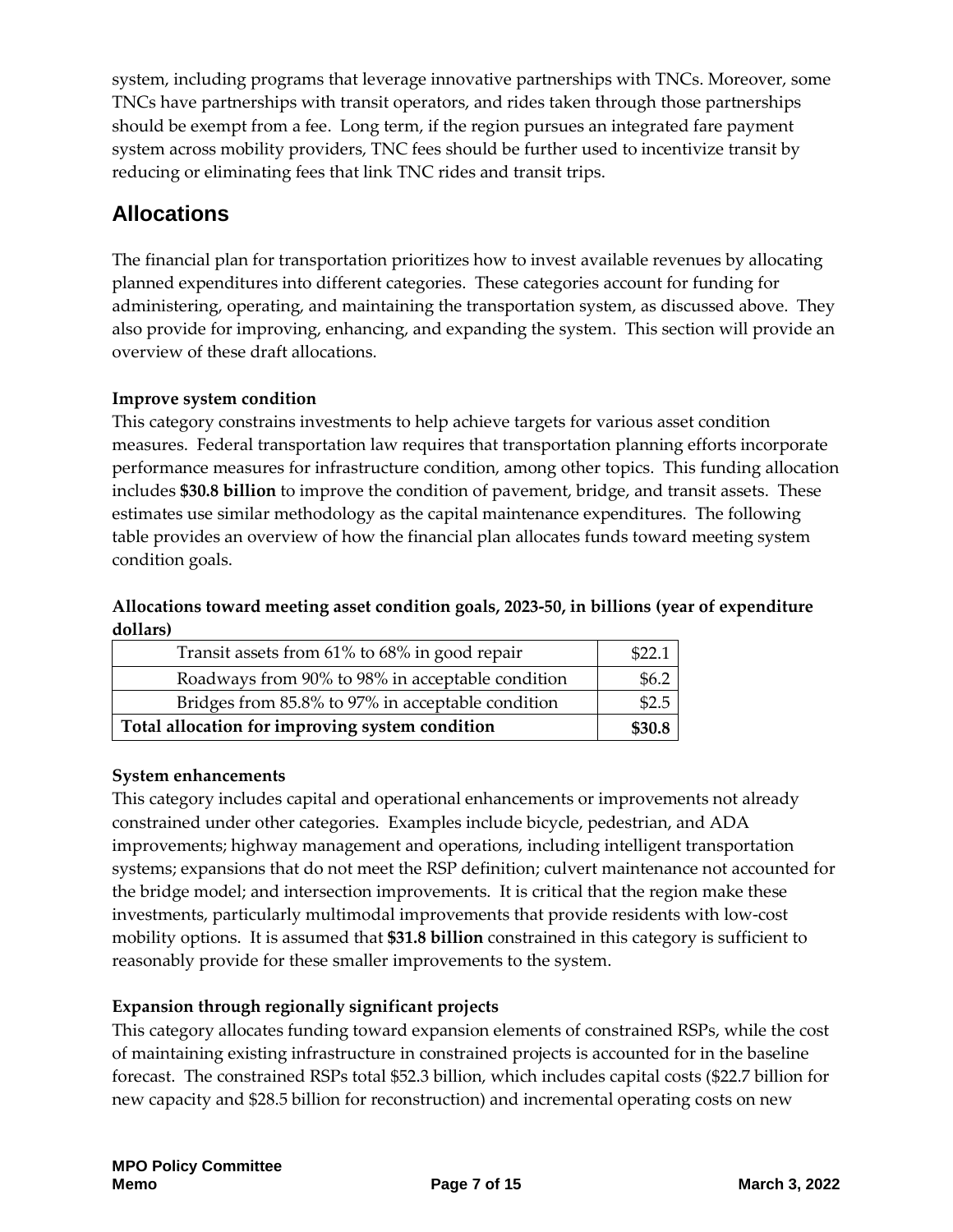system, including programs that leverage innovative partnerships with TNCs. Moreover, some TNCs have partnerships with transit operators, and rides taken through those partnerships should be exempt from a fee. Long term, if the region pursues an integrated fare payment system across mobility providers, TNC fees should be further used to incentivize transit by reducing or eliminating fees that link TNC rides and transit trips.

## Allocations

The financial plan for transportation prioritizes how to invest available revenues by allocating planned expenditures into different categories. These categories account for funding for administering, operating, and maintaining the transportation system, as discussed above. They also provide for improving, enhancing, and expanding the system. This section will provide an overview of these draft allocations.

**Improve system condition**

This category constrains investments to help achieve targets for various asset condition measures. Federal transportation law requires that transportation planning efforts incorporate performance measures for infrastructure condition, among other topics. This funding allocation includes **$30.8 billion** to improve the condition of pavement, bridge, and transit assets. These estimates use similar methodology as the capital maintenance expenditures. The following table provides an overview of how the financial plan allocates funds toward meeting system condition goals.

**Allocations toward meeting asset condition goals, 2023-50, in billions (year of expenditure dollars)**

| Category | Amount |
|---|---|
| Transit assets from 61% to 68% in good repair | $22.1 |
| Roadways from 90% to 98% in acceptable condition | $6.2 |
| Bridges from 85.8% to 97% in acceptable condition | $2.5 |
| **Total allocation for improving system condition** | **$30.8** |

**System enhancements**

This category includes capital and operational enhancements or improvements not already constrained under other categories. Examples include bicycle, pedestrian, and ADA improvements; highway management and operations, including intelligent transportation systems; expansions that do not meet the RSP definition; culvert maintenance not accounted for the bridge model; and intersection improvements. It is critical that the region make these investments, particularly multimodal improvements that provide residents with low-cost mobility options. It is assumed that **$31.8 billion** constrained in this category is sufficient to reasonably provide for these smaller improvements to the system.

**Expansion through regionally significant projects**

This category allocates funding toward expansion elements of constrained RSPs, while the cost of maintaining existing infrastructure in constrained projects is accounted for in the baseline forecast. The constrained RSPs total $52.3 billion, which includes capital costs ($22.7 billion for new capacity and $28.5 billion for reconstruction) and incremental operating costs on new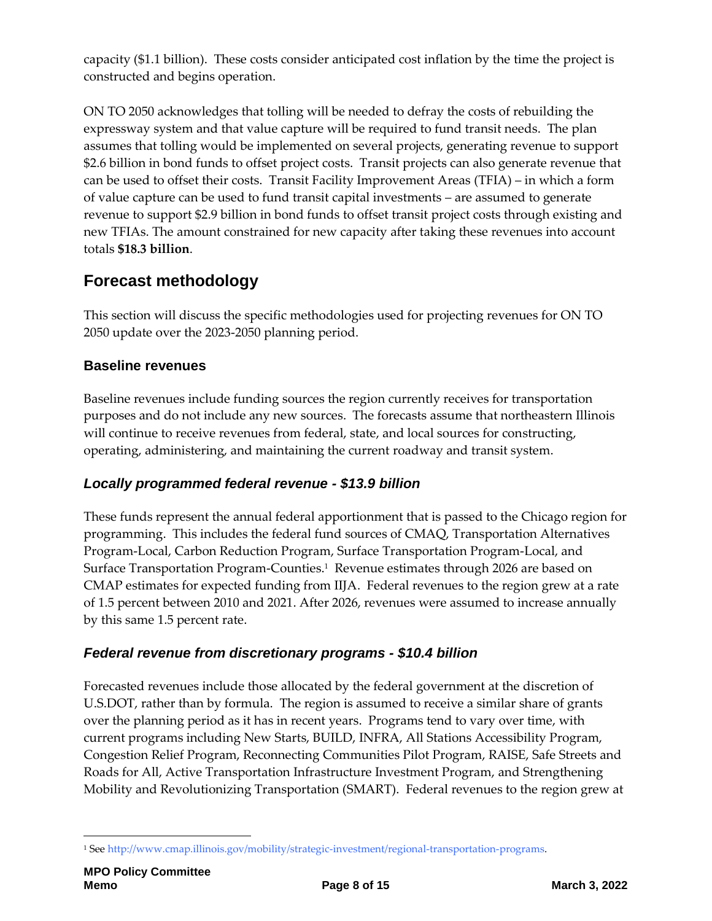capacity ($1.1 billion). These costs consider anticipated cost inflation by the time the project is constructed and begins operation.

ON TO 2050 acknowledges that tolling will be needed to defray the costs of rebuilding the expressway system and that value capture will be required to fund transit needs. The plan assumes that tolling would be implemented on several projects, generating revenue to support $2.6 billion in bond funds to offset project costs. Transit projects can also generate revenue that can be used to offset their costs. Transit Facility Improvement Areas (TFIA) – in which a form of value capture can be used to fund transit capital investments – are assumed to generate revenue to support $2.9 billion in bond funds to offset transit project costs through existing and new TFIAs. The amount constrained for new capacity after taking these revenues into account totals **$18.3 billion**.

## Forecast methodology

This section will discuss the specific methodologies used for projecting revenues for ON TO 2050 update over the 2023-2050 planning period.

### Baseline revenues

Baseline revenues include funding sources the region currently receives for transportation purposes and do not include any new sources. The forecasts assume that northeastern Illinois will continue to receive revenues from federal, state, and local sources for constructing, operating, administering, and maintaining the current roadway and transit system.

#### *Locally programmed federal revenue - $13.9 billion*

These funds represent the annual federal apportionment that is passed to the Chicago region for programming. This includes the federal fund sources of CMAQ, Transportation Alternatives Program-Local, Carbon Reduction Program, Surface Transportation Program-Local, and Surface Transportation Program-Counties.[1] Revenue estimates through 2026 are based on CMAP estimates for expected funding from IIJA. Federal revenues to the region grew at a rate of 1.5 percent between 2010 and 2021. After 2026, revenues were assumed to increase annually by this same 1.5 percent rate.

#### *Federal revenue from discretionary programs - $10.4 billion*

Forecasted revenues include those allocated by the federal government at the discretion of U.S.DOT, rather than by formula. The region is assumed to receive a similar share of grants over the planning period as it has in recent years. Programs tend to vary over time, with current programs including New Starts, BUILD, INFRA, All Stations Accessibility Program, Congestion Relief Program, Reconnecting Communities Pilot Program, RAISE, Safe Streets and Roads for All, Active Transportation Infrastructure Investment Program, and Strengthening Mobility and Revolutionizing Transportation (SMART). Federal revenues to the region grew at

[1] See http://www.cmap.illinois.gov/mobility/strategic-investment/regional-transportation-programs.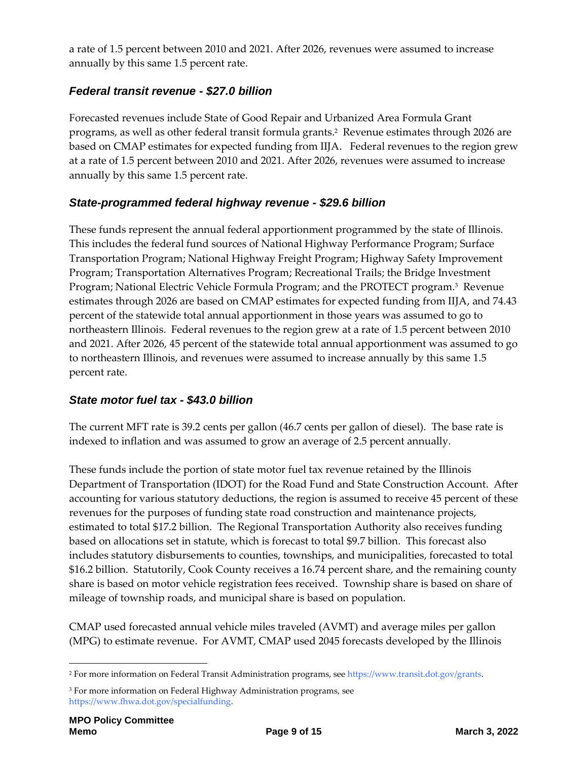a rate of 1.5 percent between 2010 and 2021. After 2026, revenues were assumed to increase annually by this same 1.5 percent rate.

### *Federal transit revenue - $27.0 billion*

Forecasted revenues include State of Good Repair and Urbanized Area Formula Grant programs, as well as other federal transit formula grants.[2] Revenue estimates through 2026 are based on CMAP estimates for expected funding from IIJA. Federal revenues to the region grew at a rate of 1.5 percent between 2010 and 2021. After 2026, revenues were assumed to increase annually by this same 1.5 percent rate.

### *State-programmed federal highway revenue - $29.6 billion*

These funds represent the annual federal apportionment programmed by the state of Illinois. This includes the federal fund sources of National Highway Performance Program; Surface Transportation Program; National Highway Freight Program; Highway Safety Improvement Program; Transportation Alternatives Program; Recreational Trails; the Bridge Investment Program; National Electric Vehicle Formula Program; and the PROTECT program.[3] Revenue estimates through 2026 are based on CMAP estimates for expected funding from IIJA, and 74.43 percent of the statewide total annual apportionment in those years was assumed to go to northeastern Illinois. Federal revenues to the region grew at a rate of 1.5 percent between 2010 and 2021. After 2026, 45 percent of the statewide total annual apportionment was assumed to go to northeastern Illinois, and revenues were assumed to increase annually by this same 1.5 percent rate.

### *State motor fuel tax - $43.0 billion*

The current MFT rate is 39.2 cents per gallon (46.7 cents per gallon of diesel). The base rate is indexed to inflation and was assumed to grow an average of 2.5 percent annually.

These funds include the portion of state motor fuel tax revenue retained by the Illinois Department of Transportation (IDOT) for the Road Fund and State Construction Account. After accounting for various statutory deductions, the region is assumed to receive 45 percent of these revenues for the purposes of funding state road construction and maintenance projects, estimated to total $17.2 billion. The Regional Transportation Authority also receives funding based on allocations set in statute, which is forecast to total $9.7 billion. This forecast also includes statutory disbursements to counties, townships, and municipalities, forecasted to total $16.2 billion. Statutorily, Cook County receives a 16.74 percent share, and the remaining county share is based on motor vehicle registration fees received. Township share is based on share of mileage of township roads, and municipal share is based on population.

CMAP used forecasted annual vehicle miles traveled (AVMT) and average miles per gallon (MPG) to estimate revenue. For AVMT, CMAP used 2045 forecasts developed by the Illinois

---

[2] For more information on Federal Transit Administration programs, see https://www.transit.dot.gov/grants.

[3] For more information on Federal Highway Administration programs, see https://www.fhwa.dot.gov/specialfunding.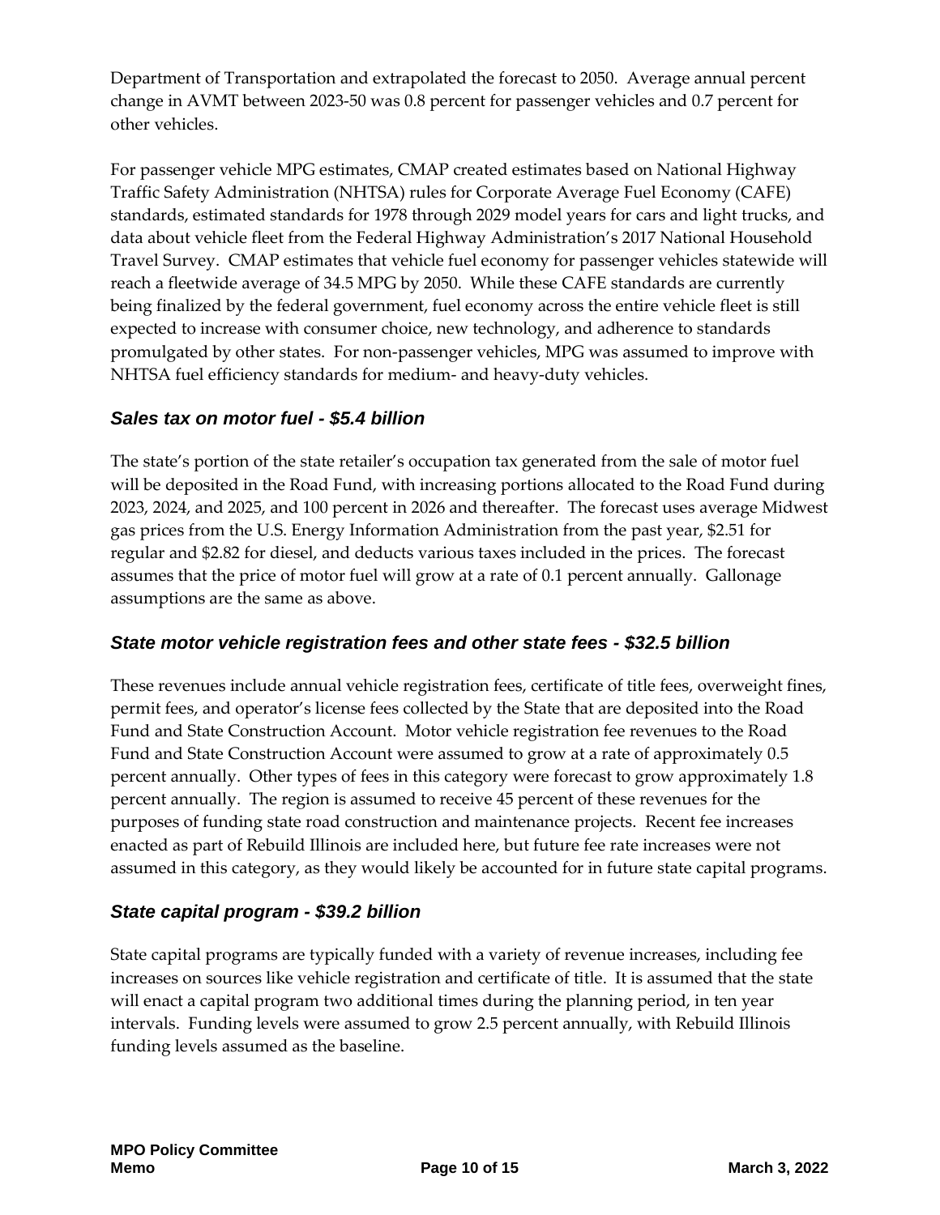Department of Transportation and extrapolated the forecast to 2050. Average annual percent change in AVMT between 2023-50 was 0.8 percent for passenger vehicles and 0.7 percent for other vehicles.

For passenger vehicle MPG estimates, CMAP created estimates based on National Highway Traffic Safety Administration (NHTSA) rules for Corporate Average Fuel Economy (CAFE) standards, estimated standards for 1978 through 2029 model years for cars and light trucks, and data about vehicle fleet from the Federal Highway Administration's 2017 National Household Travel Survey. CMAP estimates that vehicle fuel economy for passenger vehicles statewide will reach a fleetwide average of 34.5 MPG by 2050. While these CAFE standards are currently being finalized by the federal government, fuel economy across the entire vehicle fleet is still expected to increase with consumer choice, new technology, and adherence to standards promulgated by other states. For non-passenger vehicles, MPG was assumed to improve with NHTSA fuel efficiency standards for medium- and heavy-duty vehicles.

### *Sales tax on motor fuel - $5.4 billion*

The state's portion of the state retailer's occupation tax generated from the sale of motor fuel will be deposited in the Road Fund, with increasing portions allocated to the Road Fund during 2023, 2024, and 2025, and 100 percent in 2026 and thereafter. The forecast uses average Midwest gas prices from the U.S. Energy Information Administration from the past year, $2.51 for regular and $2.82 for diesel, and deducts various taxes included in the prices. The forecast assumes that the price of motor fuel will grow at a rate of 0.1 percent annually. Gallonage assumptions are the same as above.

### *State motor vehicle registration fees and other state fees - $32.5 billion*

These revenues include annual vehicle registration fees, certificate of title fees, overweight fines, permit fees, and operator's license fees collected by the State that are deposited into the Road Fund and State Construction Account. Motor vehicle registration fee revenues to the Road Fund and State Construction Account were assumed to grow at a rate of approximately 0.5 percent annually. Other types of fees in this category were forecast to grow approximately 1.8 percent annually. The region is assumed to receive 45 percent of these revenues for the purposes of funding state road construction and maintenance projects. Recent fee increases enacted as part of Rebuild Illinois are included here, but future fee rate increases were not assumed in this category, as they would likely be accounted for in future state capital programs.

### *State capital program - $39.2 billion*

State capital programs are typically funded with a variety of revenue increases, including fee increases on sources like vehicle registration and certificate of title. It is assumed that the state will enact a capital program two additional times during the planning period, in ten year intervals. Funding levels were assumed to grow 2.5 percent annually, with Rebuild Illinois funding levels assumed as the baseline.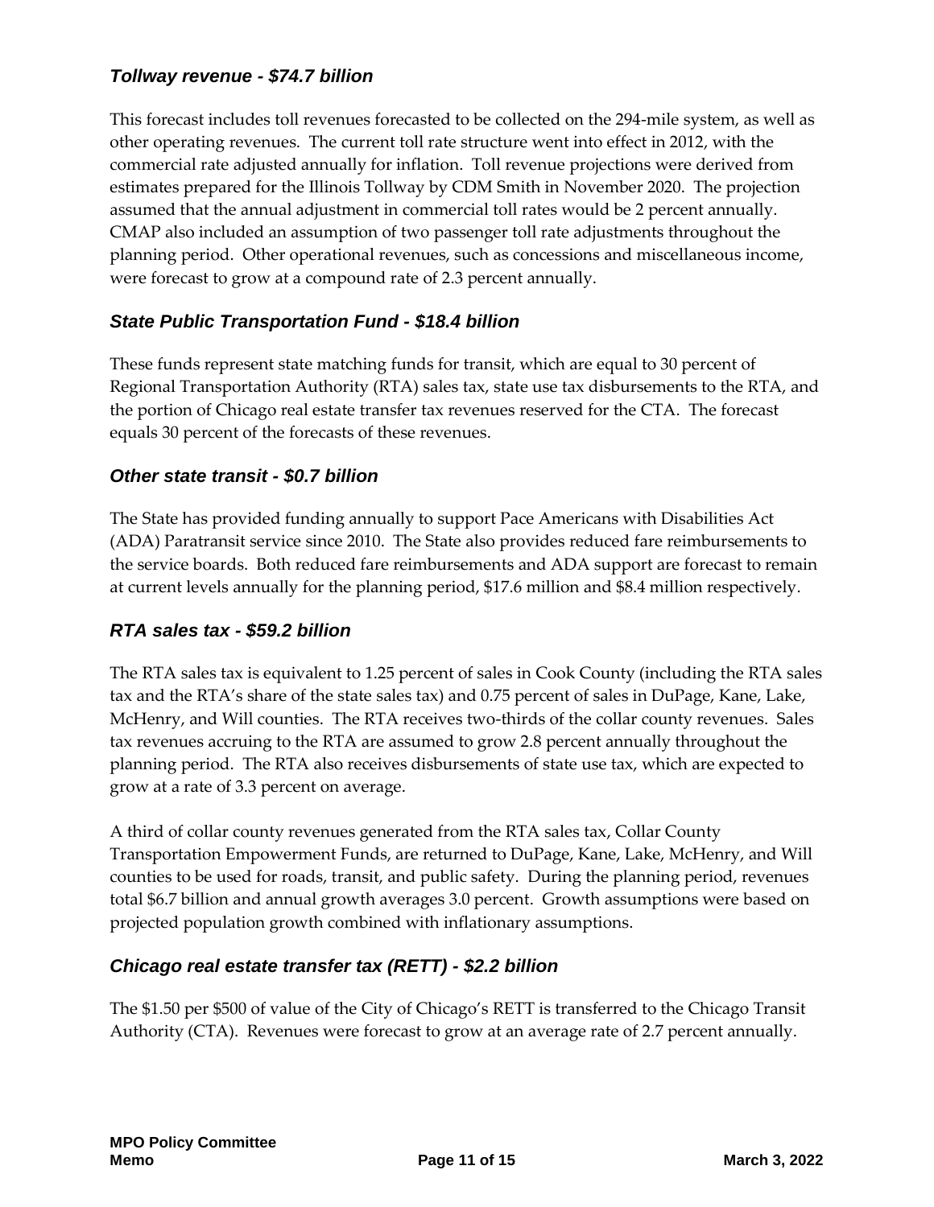### *Tollway revenue - $74.7 billion*

This forecast includes toll revenues forecasted to be collected on the 294-mile system, as well as other operating revenues. The current toll rate structure went into effect in 2012, with the commercial rate adjusted annually for inflation. Toll revenue projections were derived from estimates prepared for the Illinois Tollway by CDM Smith in November 2020. The projection assumed that the annual adjustment in commercial toll rates would be 2 percent annually. CMAP also included an assumption of two passenger toll rate adjustments throughout the planning period. Other operational revenues, such as concessions and miscellaneous income, were forecast to grow at a compound rate of 2.3 percent annually.

### *State Public Transportation Fund - $18.4 billion*

These funds represent state matching funds for transit, which are equal to 30 percent of Regional Transportation Authority (RTA) sales tax, state use tax disbursements to the RTA, and the portion of Chicago real estate transfer tax revenues reserved for the CTA. The forecast equals 30 percent of the forecasts of these revenues.

### *Other state transit - $0.7 billion*

The State has provided funding annually to support Pace Americans with Disabilities Act (ADA) Paratransit service since 2010. The State also provides reduced fare reimbursements to the service boards. Both reduced fare reimbursements and ADA support are forecast to remain at current levels annually for the planning period, $17.6 million and $8.4 million respectively.

### *RTA sales tax - $59.2 billion*

The RTA sales tax is equivalent to 1.25 percent of sales in Cook County (including the RTA sales tax and the RTA's share of the state sales tax) and 0.75 percent of sales in DuPage, Kane, Lake, McHenry, and Will counties. The RTA receives two-thirds of the collar county revenues. Sales tax revenues accruing to the RTA are assumed to grow 2.8 percent annually throughout the planning period. The RTA also receives disbursements of state use tax, which are expected to grow at a rate of 3.3 percent on average.

A third of collar county revenues generated from the RTA sales tax, Collar County Transportation Empowerment Funds, are returned to DuPage, Kane, Lake, McHenry, and Will counties to be used for roads, transit, and public safety. During the planning period, revenues total $6.7 billion and annual growth averages 3.0 percent. Growth assumptions were based on projected population growth combined with inflationary assumptions.

### *Chicago real estate transfer tax (RETT) - $2.2 billion*

The $1.50 per $500 of value of the City of Chicago's RETT is transferred to the Chicago Transit Authority (CTA). Revenues were forecast to grow at an average rate of 2.7 percent annually.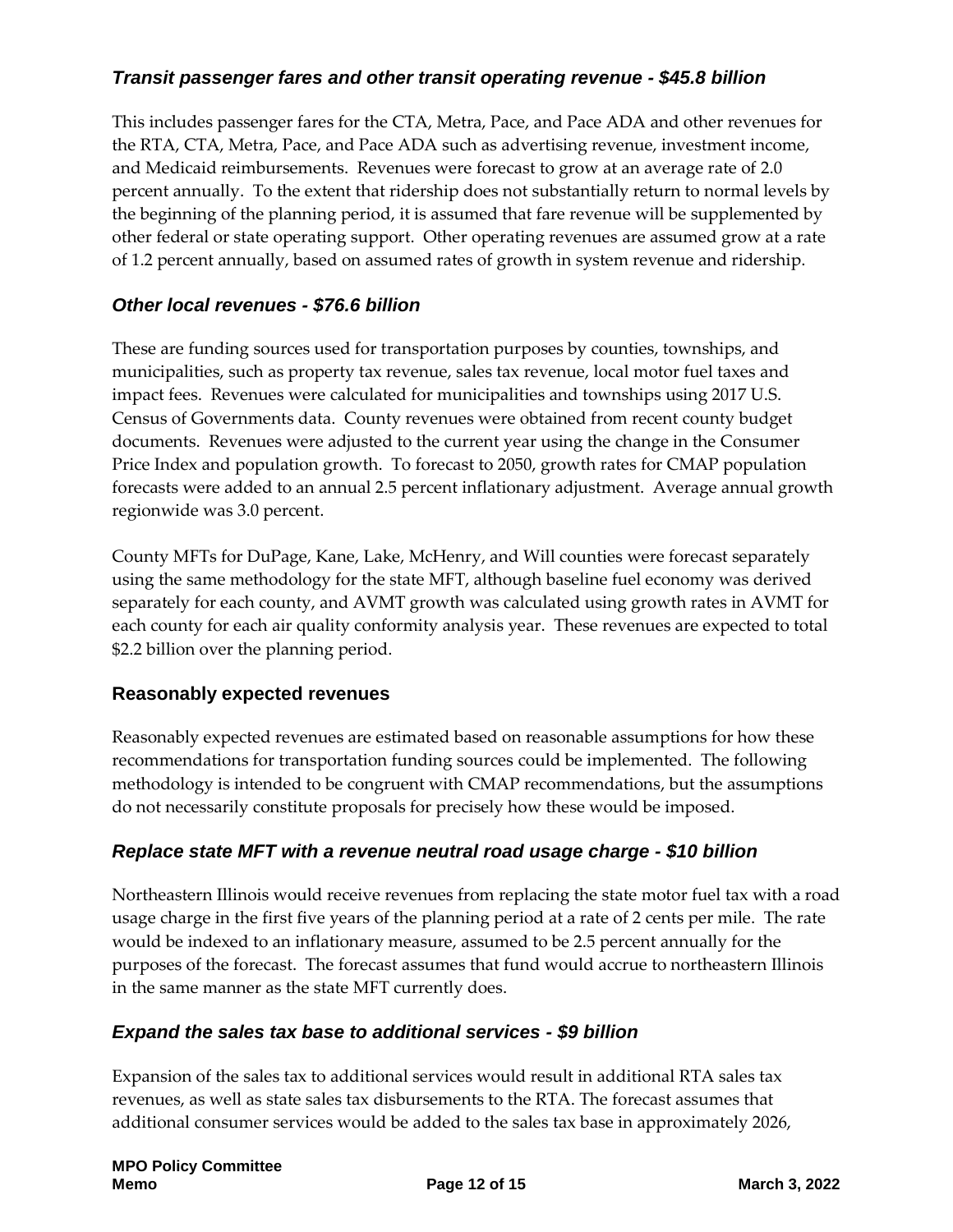### *Transit passenger fares and other transit operating revenue - $45.8 billion*

This includes passenger fares for the CTA, Metra, Pace, and Pace ADA and other revenues for the RTA, CTA, Metra, Pace, and Pace ADA such as advertising revenue, investment income, and Medicaid reimbursements. Revenues were forecast to grow at an average rate of 2.0 percent annually. To the extent that ridership does not substantially return to normal levels by the beginning of the planning period, it is assumed that fare revenue will be supplemented by other federal or state operating support. Other operating revenues are assumed grow at a rate of 1.2 percent annually, based on assumed rates of growth in system revenue and ridership.

### *Other local revenues - $76.6 billion*

These are funding sources used for transportation purposes by counties, townships, and municipalities, such as property tax revenue, sales tax revenue, local motor fuel taxes and impact fees. Revenues were calculated for municipalities and townships using 2017 U.S. Census of Governments data. County revenues were obtained from recent county budget documents. Revenues were adjusted to the current year using the change in the Consumer Price Index and population growth. To forecast to 2050, growth rates for CMAP population forecasts were added to an annual 2.5 percent inflationary adjustment. Average annual growth regionwide was 3.0 percent.

County MFTs for DuPage, Kane, Lake, McHenry, and Will counties were forecast separately using the same methodology for the state MFT, although baseline fuel economy was derived separately for each county, and AVMT growth was calculated using growth rates in AVMT for each county for each air quality conformity analysis year. These revenues are expected to total $2.2 billion over the planning period.

## Reasonably expected revenues

Reasonably expected revenues are estimated based on reasonable assumptions for how these recommendations for transportation funding sources could be implemented. The following methodology is intended to be congruent with CMAP recommendations, but the assumptions do not necessarily constitute proposals for precisely how these would be imposed.

### *Replace state MFT with a revenue neutral road usage charge - $10 billion*

Northeastern Illinois would receive revenues from replacing the state motor fuel tax with a road usage charge in the first five years of the planning period at a rate of 2 cents per mile. The rate would be indexed to an inflationary measure, assumed to be 2.5 percent annually for the purposes of the forecast. The forecast assumes that fund would accrue to northeastern Illinois in the same manner as the state MFT currently does.

### *Expand the sales tax base to additional services - $9 billion*

Expansion of the sales tax to additional services would result in additional RTA sales tax revenues, as well as state sales tax disbursements to the RTA. The forecast assumes that additional consumer services would be added to the sales tax base in approximately 2026,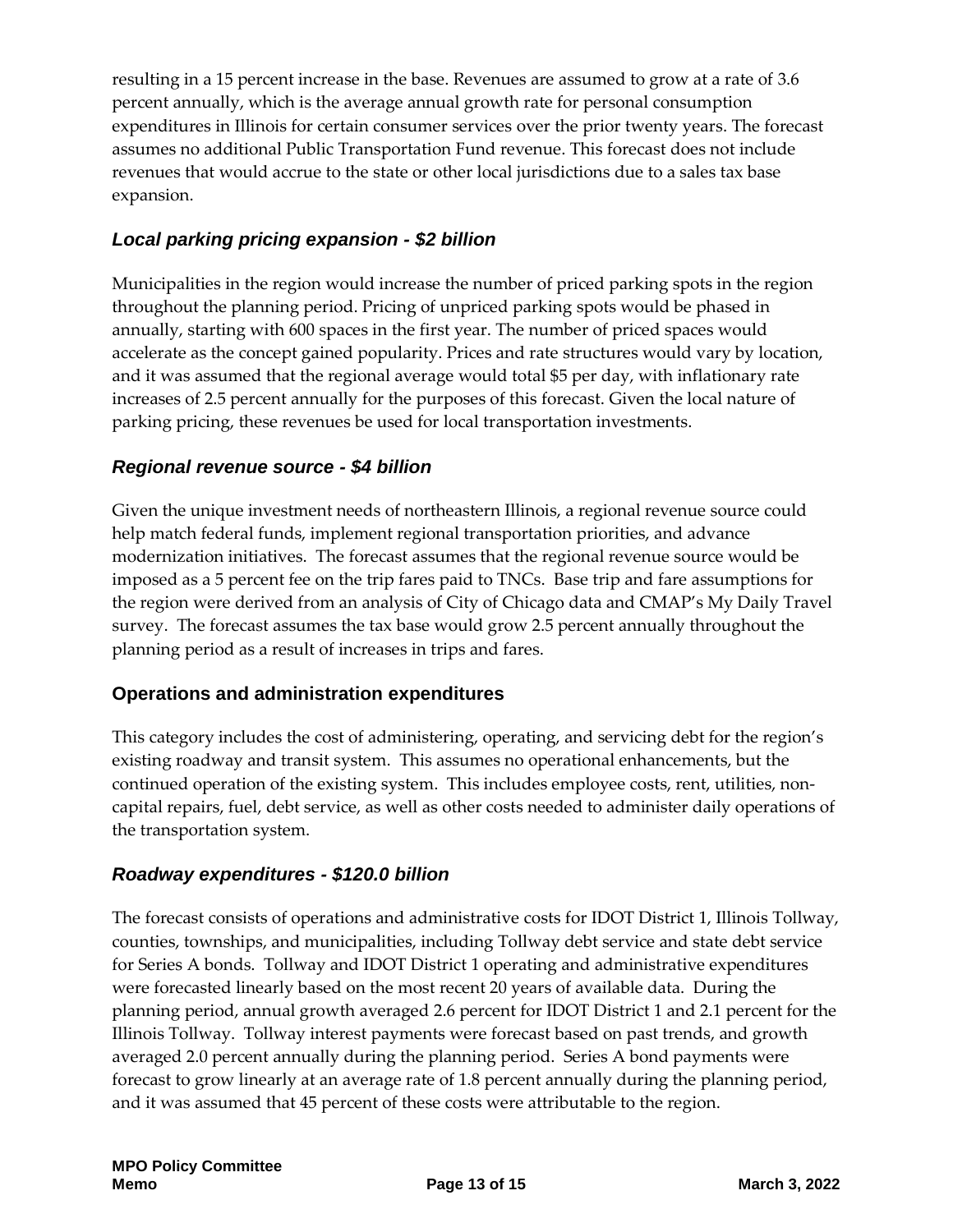resulting in a 15 percent increase in the base. Revenues are assumed to grow at a rate of 3.6 percent annually, which is the average annual growth rate for personal consumption expenditures in Illinois for certain consumer services over the prior twenty years. The forecast assumes no additional Public Transportation Fund revenue. This forecast does not include revenues that would accrue to the state or other local jurisdictions due to a sales tax base expansion.

### *Local parking pricing expansion - $2 billion*

Municipalities in the region would increase the number of priced parking spots in the region throughout the planning period. Pricing of unpriced parking spots would be phased in annually, starting with 600 spaces in the first year. The number of priced spaces would accelerate as the concept gained popularity. Prices and rate structures would vary by location, and it was assumed that the regional average would total $5 per day, with inflationary rate increases of 2.5 percent annually for the purposes of this forecast. Given the local nature of parking pricing, these revenues be used for local transportation investments.

### *Regional revenue source - $4 billion*

Given the unique investment needs of northeastern Illinois, a regional revenue source could help match federal funds, implement regional transportation priorities, and advance modernization initiatives. The forecast assumes that the regional revenue source would be imposed as a 5 percent fee on the trip fares paid to TNCs. Base trip and fare assumptions for the region were derived from an analysis of City of Chicago data and CMAP's My Daily Travel survey. The forecast assumes the tax base would grow 2.5 percent annually throughout the planning period as a result of increases in trips and fares.

## Operations and administration expenditures

This category includes the cost of administering, operating, and servicing debt for the region's existing roadway and transit system. This assumes no operational enhancements, but the continued operation of the existing system. This includes employee costs, rent, utilities, non-capital repairs, fuel, debt service, as well as other costs needed to administer daily operations of the transportation system.

### *Roadway expenditures - $120.0 billion*

The forecast consists of operations and administrative costs for IDOT District 1, Illinois Tollway, counties, townships, and municipalities, including Tollway debt service and state debt service for Series A bonds. Tollway and IDOT District 1 operating and administrative expenditures were forecasted linearly based on the most recent 20 years of available data. During the planning period, annual growth averaged 2.6 percent for IDOT District 1 and 2.1 percent for the Illinois Tollway. Tollway interest payments were forecast based on past trends, and growth averaged 2.0 percent annually during the planning period. Series A bond payments were forecast to grow linearly at an average rate of 1.8 percent annually during the planning period, and it was assumed that 45 percent of these costs were attributable to the region.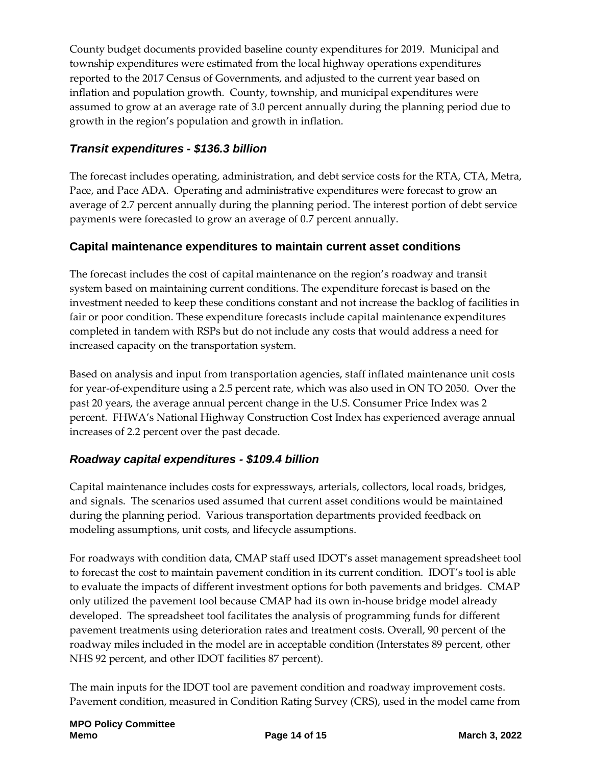County budget documents provided baseline county expenditures for 2019. Municipal and township expenditures were estimated from the local highway operations expenditures reported to the 2017 Census of Governments, and adjusted to the current year based on inflation and population growth. County, township, and municipal expenditures were assumed to grow at an average rate of 3.0 percent annually during the planning period due to growth in the region's population and growth in inflation.

### *Transit expenditures - $136.3 billion*

The forecast includes operating, administration, and debt service costs for the RTA, CTA, Metra, Pace, and Pace ADA. Operating and administrative expenditures were forecast to grow an average of 2.7 percent annually during the planning period. The interest portion of debt service payments were forecasted to grow an average of 0.7 percent annually.

## Capital maintenance expenditures to maintain current asset conditions

The forecast includes the cost of capital maintenance on the region's roadway and transit system based on maintaining current conditions. The expenditure forecast is based on the investment needed to keep these conditions constant and not increase the backlog of facilities in fair or poor condition. These expenditure forecasts include capital maintenance expenditures completed in tandem with RSPs but do not include any costs that would address a need for increased capacity on the transportation system.

Based on analysis and input from transportation agencies, staff inflated maintenance unit costs for year-of-expenditure using a 2.5 percent rate, which was also used in ON TO 2050. Over the past 20 years, the average annual percent change in the U.S. Consumer Price Index was 2 percent. FHWA's National Highway Construction Cost Index has experienced average annual increases of 2.2 percent over the past decade.

### *Roadway capital expenditures - $109.4 billion*

Capital maintenance includes costs for expressways, arterials, collectors, local roads, bridges, and signals. The scenarios used assumed that current asset conditions would be maintained during the planning period. Various transportation departments provided feedback on modeling assumptions, unit costs, and lifecycle assumptions.

For roadways with condition data, CMAP staff used IDOT's asset management spreadsheet tool to forecast the cost to maintain pavement condition in its current condition. IDOT's tool is able to evaluate the impacts of different investment options for both pavements and bridges. CMAP only utilized the pavement tool because CMAP had its own in-house bridge model already developed. The spreadsheet tool facilitates the analysis of programming funds for different pavement treatments using deterioration rates and treatment costs. Overall, 90 percent of the roadway miles included in the model are in acceptable condition (Interstates 89 percent, other NHS 92 percent, and other IDOT facilities 87 percent).

The main inputs for the IDOT tool are pavement condition and roadway improvement costs. Pavement condition, measured in Condition Rating Survey (CRS), used in the model came from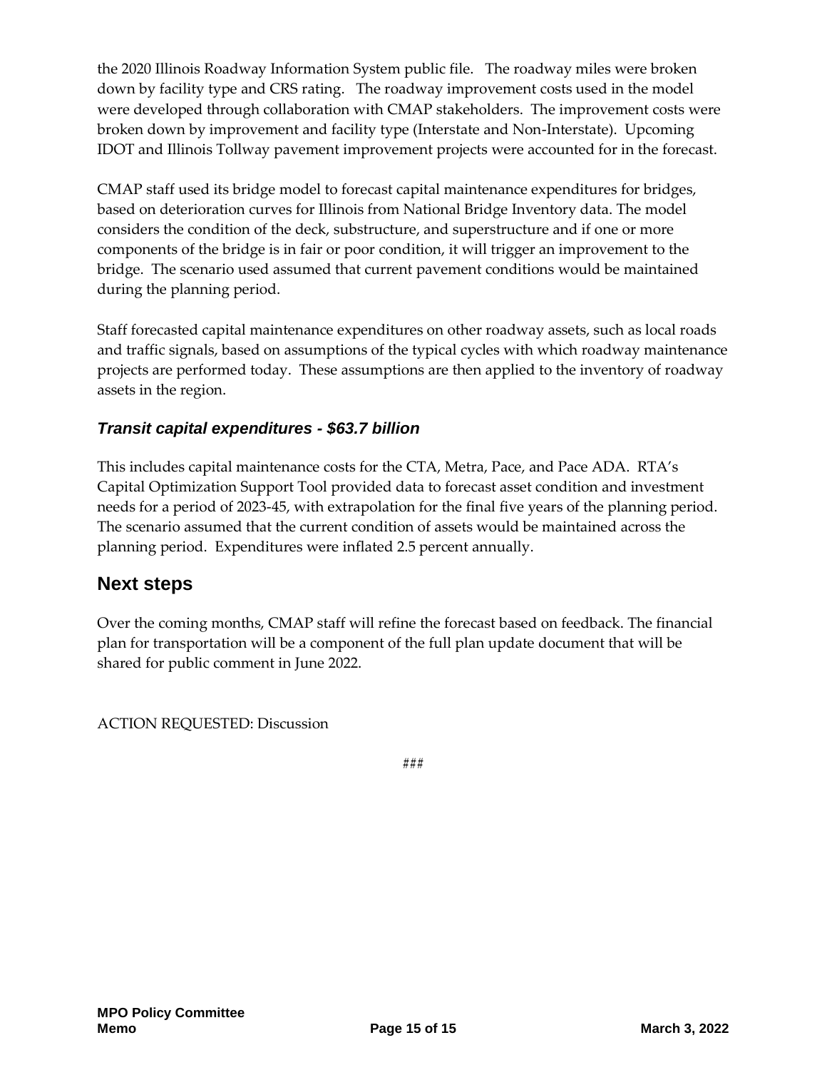the 2020 Illinois Roadway Information System public file. The roadway miles were broken down by facility type and CRS rating. The roadway improvement costs used in the model were developed through collaboration with CMAP stakeholders. The improvement costs were broken down by improvement and facility type (Interstate and Non-Interstate). Upcoming IDOT and Illinois Tollway pavement improvement projects were accounted for in the forecast.

CMAP staff used its bridge model to forecast capital maintenance expenditures for bridges, based on deterioration curves for Illinois from National Bridge Inventory data. The model considers the condition of the deck, substructure, and superstructure and if one or more components of the bridge is in fair or poor condition, it will trigger an improvement to the bridge. The scenario used assumed that current pavement conditions would be maintained during the planning period.

Staff forecasted capital maintenance expenditures on other roadway assets, such as local roads and traffic signals, based on assumptions of the typical cycles with which roadway maintenance projects are performed today. These assumptions are then applied to the inventory of roadway assets in the region.

### *Transit capital expenditures - $63.7 billion*

This includes capital maintenance costs for the CTA, Metra, Pace, and Pace ADA. RTA's Capital Optimization Support Tool provided data to forecast asset condition and investment needs for a period of 2023-45, with extrapolation for the final five years of the planning period. The scenario assumed that the current condition of assets would be maintained across the planning period. Expenditures were inflated 2.5 percent annually.

## Next steps

Over the coming months, CMAP staff will refine the forecast based on feedback. The financial plan for transportation will be a component of the full plan update document that will be shared for public comment in June 2022.

ACTION REQUESTED: Discussion

###